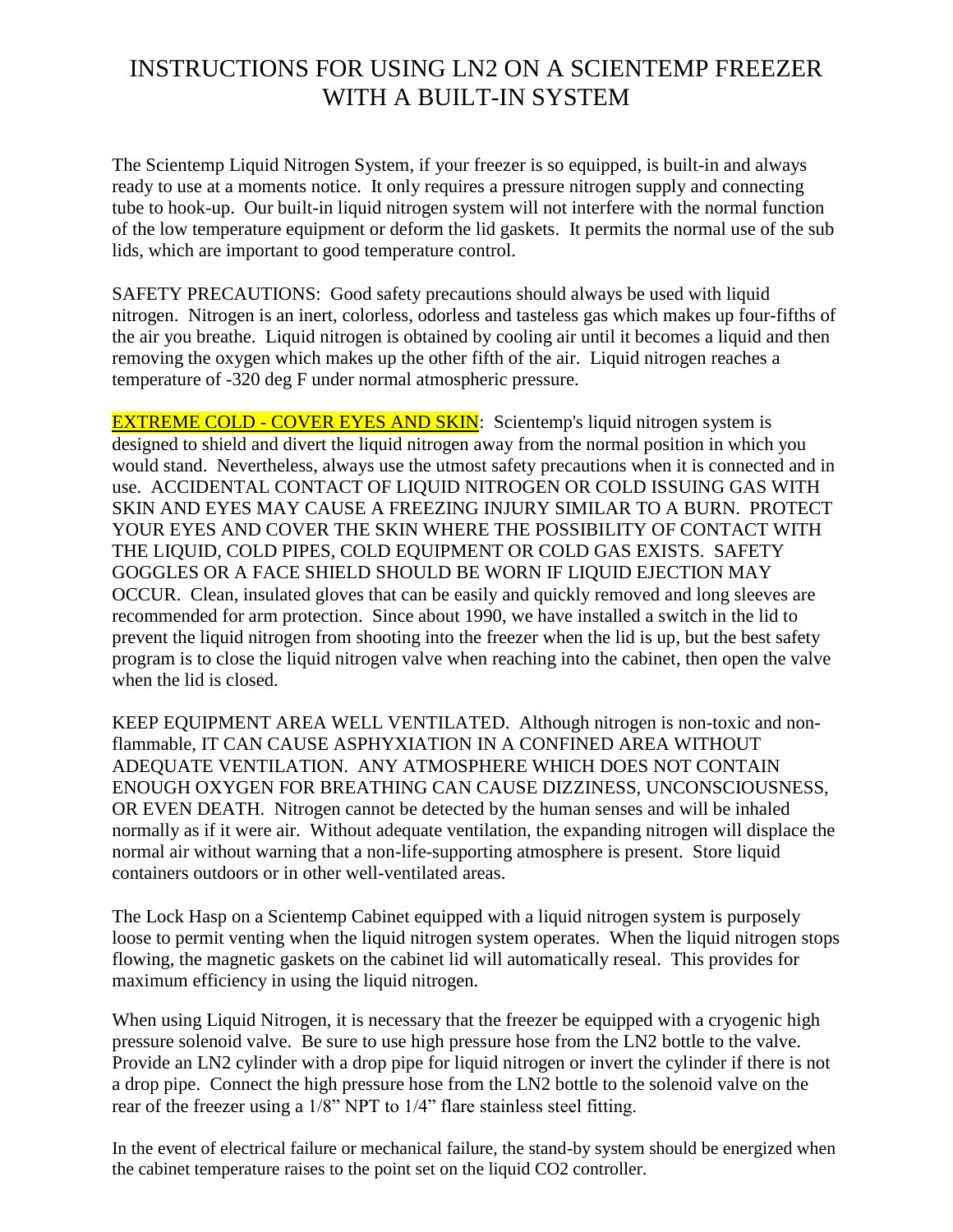# INSTRUCTIONS FOR USING LN2 ON A SCIENTEMP FREEZER WITH A BUILT-IN SYSTEM

The Scientemp Liquid Nitrogen System, if your freezer is so equipped, is built-in and always ready to use at a moments notice. It only requires a pressure nitrogen supply and connecting tube to hook-up. Our built-in liquid nitrogen system will not interfere with the normal function of the low temperature equipment or deform the lid gaskets. It permits the normal use of the sub lids, which are important to good temperature control.

SAFETY PRECAUTIONS: Good safety precautions should always be used with liquid nitrogen. Nitrogen is an inert, colorless, odorless and tasteless gas which makes up four-fifths of the air you breathe. Liquid nitrogen is obtained by cooling air until it becomes a liquid and then removing the oxygen which makes up the other fifth of the air. Liquid nitrogen reaches a temperature of -320 deg F under normal atmospheric pressure.

EXTREME COLD - COVER EYES AND SKIN: Scientemp's liquid nitrogen system is designed to shield and divert the liquid nitrogen away from the normal position in which you would stand. Nevertheless, always use the utmost safety precautions when it is connected and in use. ACCIDENTAL CONTACT OF LIQUID NITROGEN OR COLD ISSUING GAS WITH SKIN AND EYES MAY CAUSE A FREEZING INJURY SIMILAR TO A BURN. PROTECT YOUR EYES AND COVER THE SKIN WHERE THE POSSIBILITY OF CONTACT WITH THE LIQUID, COLD PIPES, COLD EQUIPMENT OR COLD GAS EXISTS. SAFETY GOGGLES OR A FACE SHIELD SHOULD BE WORN IF LIQUID EJECTION MAY OCCUR. Clean, insulated gloves that can be easily and quickly removed and long sleeves are recommended for arm protection. Since about 1990, we have installed a switch in the lid to prevent the liquid nitrogen from shooting into the freezer when the lid is up, but the best safety program is to close the liquid nitrogen valve when reaching into the cabinet, then open the valve when the lid is closed.

KEEP EQUIPMENT AREA WELL VENTILATED. Although nitrogen is non-toxic and non-flammable, IT CAN CAUSE ASPHYXIATION IN A CONFINED AREA WITHOUT ADEQUATE VENTILATION. ANY ATMOSPHERE WHICH DOES NOT CONTAIN ENOUGH OXYGEN FOR BREATHING CAN CAUSE DIZZINESS, UNCONSCIOUSNESS, OR EVEN DEATH. Nitrogen cannot be detected by the human senses and will be inhaled normally as if it were air. Without adequate ventilation, the expanding nitrogen will displace the normal air without warning that a non-life-supporting atmosphere is present. Store liquid containers outdoors or in other well-ventilated areas.

The Lock Hasp on a Scientemp Cabinet equipped with a liquid nitrogen system is purposely loose to permit venting when the liquid nitrogen system operates. When the liquid nitrogen stops flowing, the magnetic gaskets on the cabinet lid will automatically reseal. This provides for maximum efficiency in using the liquid nitrogen.

When using Liquid Nitrogen, it is necessary that the freezer be equipped with a cryogenic high pressure solenoid valve. Be sure to use high pressure hose from the LN2 bottle to the valve. Provide an LN2 cylinder with a drop pipe for liquid nitrogen or invert the cylinder if there is not a drop pipe. Connect the high pressure hose from the LN2 bottle to the solenoid valve on the rear of the freezer using a 1/8" NPT to 1/4" flare stainless steel fitting.

In the event of electrical failure or mechanical failure, the stand-by system should be energized when the cabinet temperature raises to the point set on the liquid CO2 controller.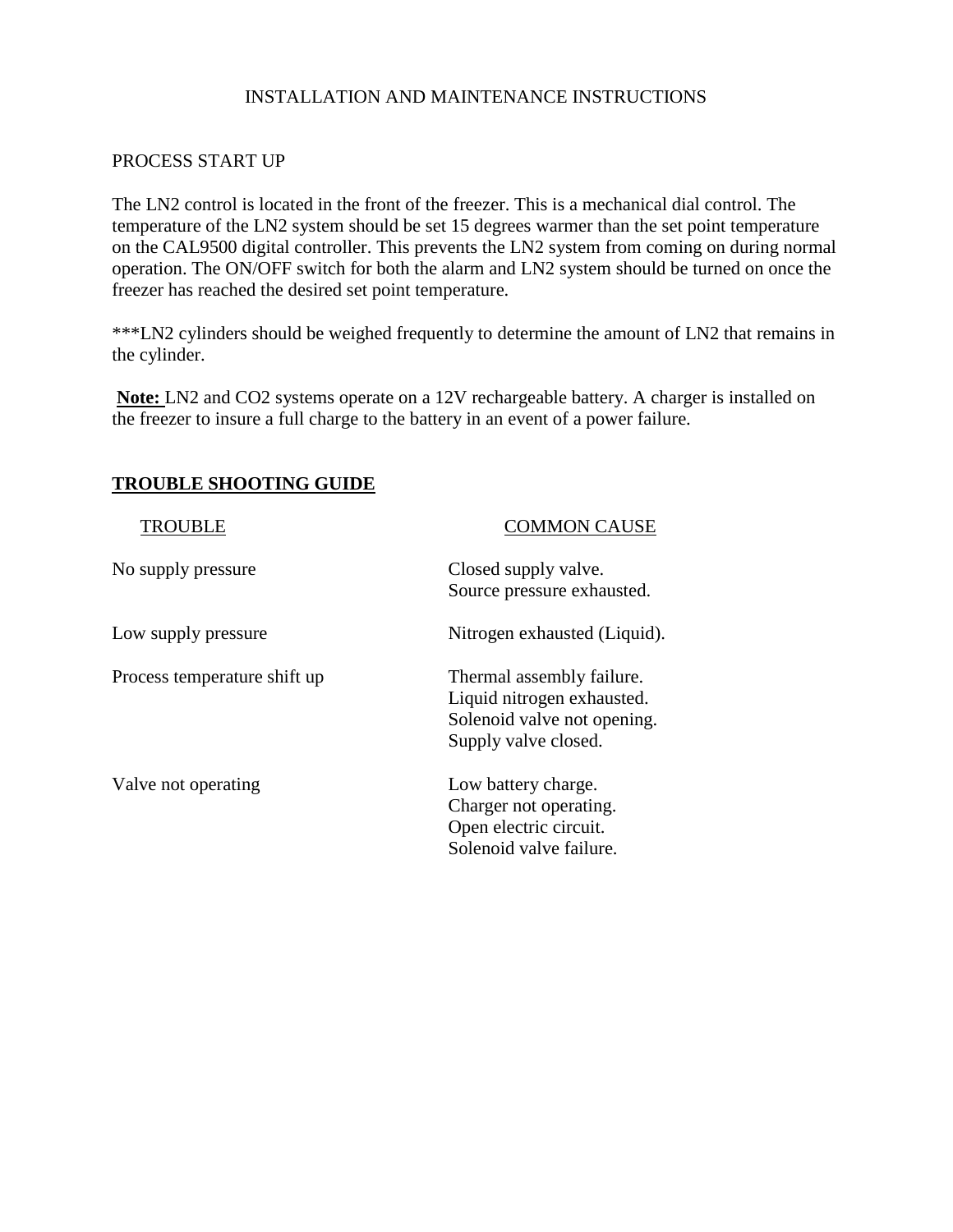# INSTALLATION AND MAINTENANCE INSTRUCTIONS

## PROCESS START UP

The LN2 control is located in the front of the freezer. This is a mechanical dial control. The temperature of the LN2 system should be set 15 degrees warmer than the set point temperature on the CAL9500 digital controller. This prevents the LN2 system from coming on during normal operation. The ON/OFF switch for both the alarm and LN2 system should be turned on once the freezer has reached the desired set point temperature.

***LN2 cylinders should be weighed frequently to determine the amount of LN2 that remains in the cylinder.

**Note:** LN2 and CO2 systems operate on a 12V rechargeable battery. A charger is installed on the freezer to insure a full charge to the battery in an event of a power failure.

## TROUBLE SHOOTING GUIDE

| TROUBLE | COMMON CAUSE |
| --- | --- |
| No supply pressure | Closed supply valve.<br>Source pressure exhausted. |
| Low supply pressure | Nitrogen exhausted (Liquid). |
| Process temperature shift up | Thermal assembly failure.<br>Liquid nitrogen exhausted.<br>Solenoid valve not opening.<br>Supply valve closed. |
| Valve not operating | Low battery charge.<br>Charger not operating.<br>Open electric circuit.<br>Solenoid valve failure. |